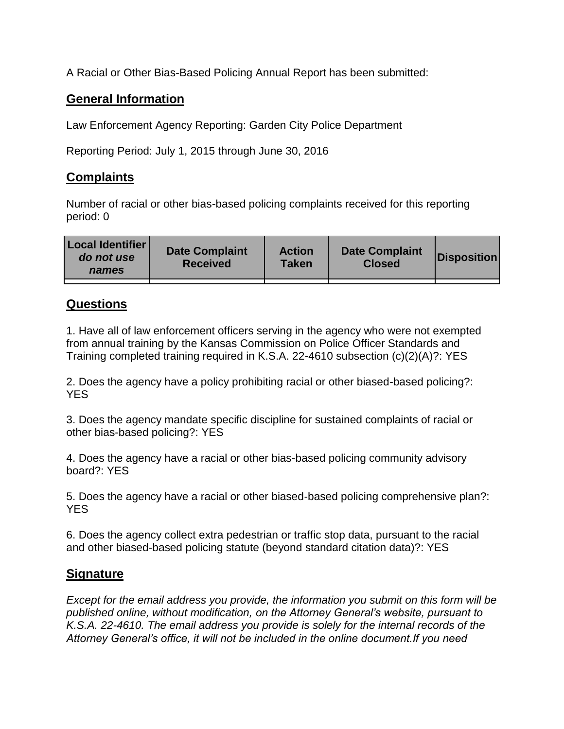A Racial or Other Bias-Based Policing Annual Report has been submitted:

## General Information

Law Enforcement Agency Reporting: Garden City Police Department

Reporting Period: July 1, 2015 through June 30, 2016

## Complaints

Number of racial or other bias-based policing complaints received for this reporting period: 0

| **Local Identifier** ***do not use names*** | **Date Complaint Received** | **Action Taken** | **Date Complaint Closed** | **Disposition** |
|---|---|---|---|---|
| | | | | |

## Questions

1. Have all of law enforcement officers serving in the agency who were not exempted from annual training by the Kansas Commission on Police Officer Standards and Training completed training required in K.S.A. 22-4610 subsection (c)(2)(A)?: YES

2. Does the agency have a policy prohibiting racial or other biased-based policing?: YES

3. Does the agency mandate specific discipline for sustained complaints of racial or other bias-based policing?: YES

4. Does the agency have a racial or other bias-based policing community advisory board?: YES

5. Does the agency have a racial or other biased-based policing comprehensive plan?: YES

6. Does the agency collect extra pedestrian or traffic stop data, pursuant to the racial and other biased-based policing statute (beyond standard citation data)?: YES

## Signature

*Except for the email address you provide, the information you submit on this form will be published online, without modification, on the Attorney General's website, pursuant to K.S.A. 22-4610. The email address you provide is solely for the internal records of the Attorney General's office, it will not be included in the online document.If you need*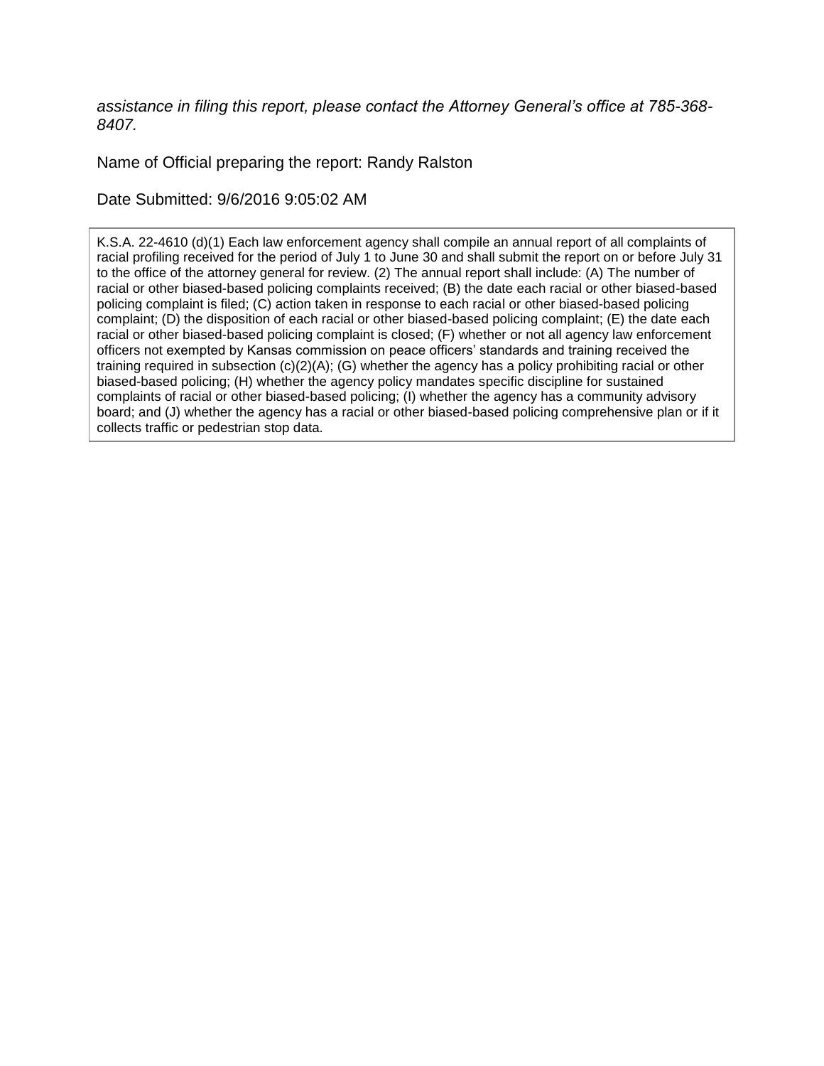*assistance in filing this report, please contact the Attorney General's office at 785-368-8407.*

Name of Official preparing the report: Randy Ralston

Date Submitted: 9/6/2016 9:05:02 AM

K.S.A. 22-4610 (d)(1) Each law enforcement agency shall compile an annual report of all complaints of racial profiling received for the period of July 1 to June 30 and shall submit the report on or before July 31 to the office of the attorney general for review. (2) The annual report shall include: (A) The number of racial or other biased-based policing complaints received; (B) the date each racial or other biased-based policing complaint is filed; (C) action taken in response to each racial or other biased-based policing complaint; (D) the disposition of each racial or other biased-based policing complaint; (E) the date each racial or other biased-based policing complaint is closed; (F) whether or not all agency law enforcement officers not exempted by Kansas commission on peace officers' standards and training received the training required in subsection (c)(2)(A); (G) whether the agency has a policy prohibiting racial or other biased-based policing; (H) whether the agency policy mandates specific discipline for sustained complaints of racial or other biased-based policing; (I) whether the agency has a community advisory board; and (J) whether the agency has a racial or other biased-based policing comprehensive plan or if it collects traffic or pedestrian stop data.